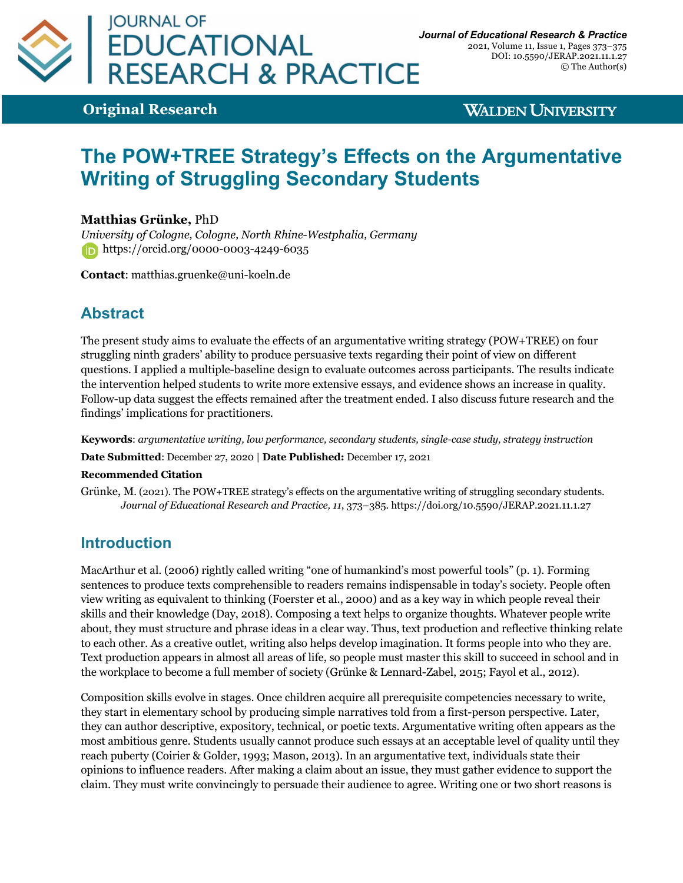Original Research

WALDEN UNIVERSITY

# The POW+TREE Strategy's Effects on the Argumentative Writing of Struggling Secondary Students

**Matthias Grünke,** PhD

*University of Cologne, Cologne, North Rhine-Westphalia, Germany*

https://orcid.org/0000-0003-4249-6035

**Contact**: matthias.gruenke@uni-koeln.de

## Abstract

The present study aims to evaluate the effects of an argumentative writing strategy (POW+TREE) on four struggling ninth graders' ability to produce persuasive texts regarding their point of view on different questions. I applied a multiple-baseline design to evaluate outcomes across participants. The results indicate the intervention helped students to write more extensive essays, and evidence shows an increase in quality. Follow-up data suggest the effects remained after the treatment ended. I also discuss future research and the findings' implications for practitioners.

**Keywords**: *argumentative writing, low performance, secondary students, single-case study, strategy instruction*

**Date Submitted**: December 27, 2020 | **Date Published:** December 17, 2021

**Recommended Citation**

Grünke, M. (2021). The POW+TREE strategy's effects on the argumentative writing of struggling secondary students. *Journal of Educational Research and Practice, 11*, 373–385. https://doi.org/10.5590/JERAP.2021.11.1.27

## Introduction

MacArthur et al. (2006) rightly called writing "one of humankind's most powerful tools" (p. 1). Forming sentences to produce texts comprehensible to readers remains indispensable in today's society. People often view writing as equivalent to thinking (Foerster et al., 2000) and as a key way in which people reveal their skills and their knowledge (Day, 2018). Composing a text helps to organize thoughts. Whatever people write about, they must structure and phrase ideas in a clear way. Thus, text production and reflective thinking relate to each other. As a creative outlet, writing also helps develop imagination. It forms people into who they are. Text production appears in almost all areas of life, so people must master this skill to succeed in school and in the workplace to become a full member of society (Grünke & Lennard-Zabel, 2015; Fayol et al., 2012).

Composition skills evolve in stages. Once children acquire all prerequisite competencies necessary to write, they start in elementary school by producing simple narratives told from a first-person perspective. Later, they can author descriptive, expository, technical, or poetic texts. Argumentative writing often appears as the most ambitious genre. Students usually cannot produce such essays at an acceptable level of quality until they reach puberty (Coirier & Golder, 1993; Mason, 2013). In an argumentative text, individuals state their opinions to influence readers. After making a claim about an issue, they must gather evidence to support the claim. They must write convincingly to persuade their audience to agree. Writing one or two short reasons is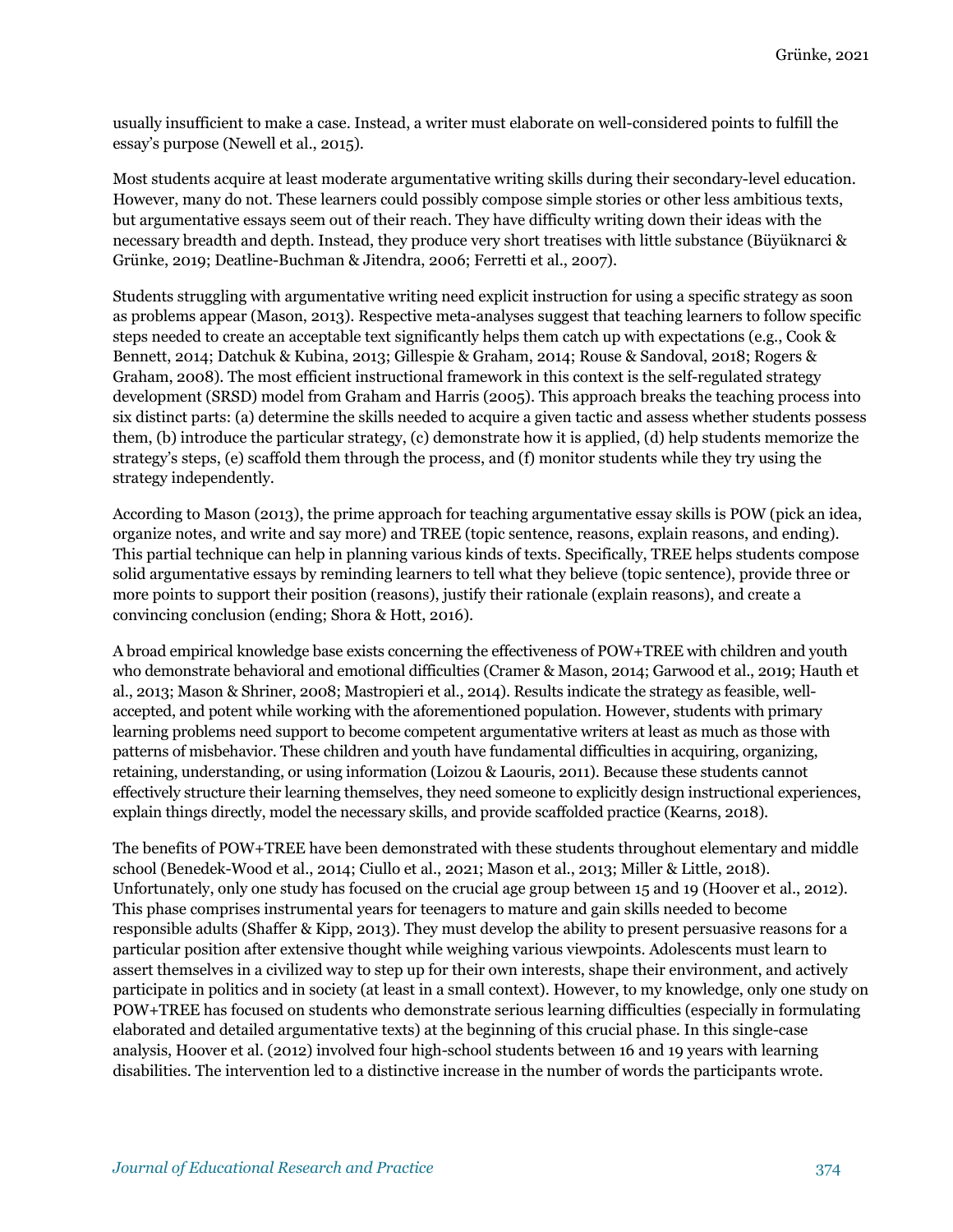usually insufficient to make a case. Instead, a writer must elaborate on well-considered points to fulfill the essay's purpose (Newell et al., 2015).

Most students acquire at least moderate argumentative writing skills during their secondary-level education. However, many do not. These learners could possibly compose simple stories or other less ambitious texts, but argumentative essays seem out of their reach. They have difficulty writing down their ideas with the necessary breadth and depth. Instead, they produce very short treatises with little substance (Büyüknarci & Grünke, 2019; Deatline-Buchman & Jitendra, 2006; Ferretti et al., 2007).

Students struggling with argumentative writing need explicit instruction for using a specific strategy as soon as problems appear (Mason, 2013). Respective meta-analyses suggest that teaching learners to follow specific steps needed to create an acceptable text significantly helps them catch up with expectations (e.g., Cook & Bennett, 2014; Datchuk & Kubina, 2013; Gillespie & Graham, 2014; Rouse & Sandoval, 2018; Rogers & Graham, 2008). The most efficient instructional framework in this context is the self-regulated strategy development (SRSD) model from Graham and Harris (2005). This approach breaks the teaching process into six distinct parts: (a) determine the skills needed to acquire a given tactic and assess whether students possess them, (b) introduce the particular strategy, (c) demonstrate how it is applied, (d) help students memorize the strategy's steps, (e) scaffold them through the process, and (f) monitor students while they try using the strategy independently.

According to Mason (2013), the prime approach for teaching argumentative essay skills is POW (pick an idea, organize notes, and write and say more) and TREE (topic sentence, reasons, explain reasons, and ending). This partial technique can help in planning various kinds of texts. Specifically, TREE helps students compose solid argumentative essays by reminding learners to tell what they believe (topic sentence), provide three or more points to support their position (reasons), justify their rationale (explain reasons), and create a convincing conclusion (ending; Shora & Hott, 2016).

A broad empirical knowledge base exists concerning the effectiveness of POW+TREE with children and youth who demonstrate behavioral and emotional difficulties (Cramer & Mason, 2014; Garwood et al., 2019; Hauth et al., 2013; Mason & Shriner, 2008; Mastropieri et al., 2014). Results indicate the strategy as feasible, well-accepted, and potent while working with the aforementioned population. However, students with primary learning problems need support to become competent argumentative writers at least as much as those with patterns of misbehavior. These children and youth have fundamental difficulties in acquiring, organizing, retaining, understanding, or using information (Loizou & Laouris, 2011). Because these students cannot effectively structure their learning themselves, they need someone to explicitly design instructional experiences, explain things directly, model the necessary skills, and provide scaffolded practice (Kearns, 2018).

The benefits of POW+TREE have been demonstrated with these students throughout elementary and middle school (Benedek-Wood et al., 2014; Ciullo et al., 2021; Mason et al., 2013; Miller & Little, 2018). Unfortunately, only one study has focused on the crucial age group between 15 and 19 (Hoover et al., 2012). This phase comprises instrumental years for teenagers to mature and gain skills needed to become responsible adults (Shaffer & Kipp, 2013). They must develop the ability to present persuasive reasons for a particular position after extensive thought while weighing various viewpoints. Adolescents must learn to assert themselves in a civilized way to step up for their own interests, shape their environment, and actively participate in politics and in society (at least in a small context). However, to my knowledge, only one study on POW+TREE has focused on students who demonstrate serious learning difficulties (especially in formulating elaborated and detailed argumentative texts) at the beginning of this crucial phase. In this single-case analysis, Hoover et al. (2012) involved four high-school students between 16 and 19 years with learning disabilities. The intervention led to a distinctive increase in the number of words the participants wrote.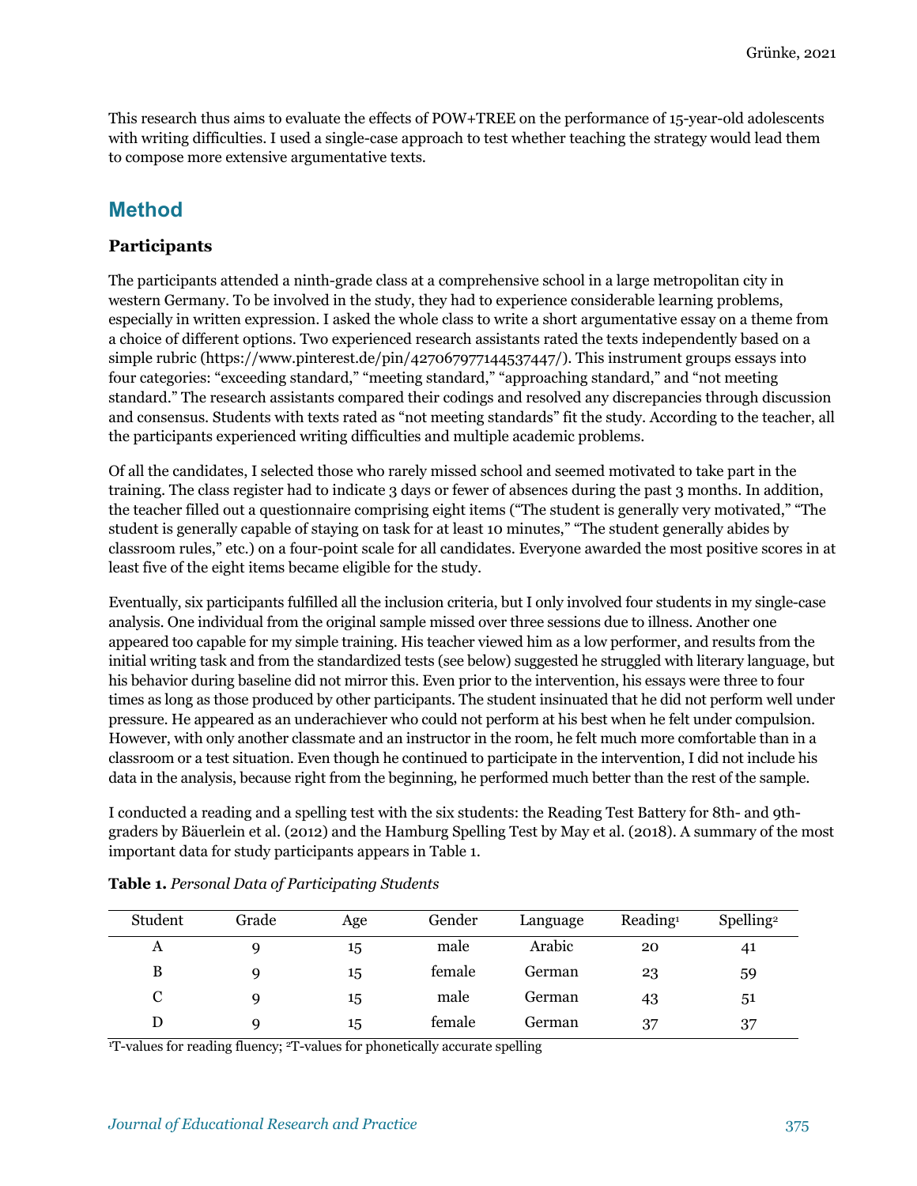This research thus aims to evaluate the effects of POW+TREE on the performance of 15-year-old adolescents with writing difficulties. I used a single-case approach to test whether teaching the strategy would lead them to compose more extensive argumentative texts.

## Method

### Participants

The participants attended a ninth-grade class at a comprehensive school in a large metropolitan city in western Germany. To be involved in the study, they had to experience considerable learning problems, especially in written expression. I asked the whole class to write a short argumentative essay on a theme from a choice of different options. Two experienced research assistants rated the texts independently based on a simple rubric (https://www.pinterest.de/pin/427067977144537447/). This instrument groups essays into four categories: "exceeding standard," "meeting standard," "approaching standard," and "not meeting standard." The research assistants compared their codings and resolved any discrepancies through discussion and consensus. Students with texts rated as "not meeting standards" fit the study. According to the teacher, all the participants experienced writing difficulties and multiple academic problems.

Of all the candidates, I selected those who rarely missed school and seemed motivated to take part in the training. The class register had to indicate 3 days or fewer of absences during the past 3 months. In addition, the teacher filled out a questionnaire comprising eight items ("The student is generally very motivated," "The student is generally capable of staying on task for at least 10 minutes," "The student generally abides by classroom rules," etc.) on a four-point scale for all candidates. Everyone awarded the most positive scores in at least five of the eight items became eligible for the study.

Eventually, six participants fulfilled all the inclusion criteria, but I only involved four students in my single-case analysis. One individual from the original sample missed over three sessions due to illness. Another one appeared too capable for my simple training. His teacher viewed him as a low performer, and results from the initial writing task and from the standardized tests (see below) suggested he struggled with literary language, but his behavior during baseline did not mirror this. Even prior to the intervention, his essays were three to four times as long as those produced by other participants. The student insinuated that he did not perform well under pressure. He appeared as an underachiever who could not perform at his best when he felt under compulsion. However, with only another classmate and an instructor in the room, he felt much more comfortable than in a classroom or a test situation. Even though he continued to participate in the intervention, I did not include his data in the analysis, because right from the beginning, he performed much better than the rest of the sample.

I conducted a reading and a spelling test with the six students: the Reading Test Battery for 8th- and 9th-graders by Bäuerlein et al. (2012) and the Hamburg Spelling Test by May et al. (2018). A summary of the most important data for study participants appears in Table 1.

**Table 1.** *Personal Data of Participating Students*

| Student | Grade | Age | Gender | Language | Reading[1] | Spelling[2] |
|---|---|---|---|---|---|---|
| A | 9 | 15 | male | Arabic | 20 | 41 |
| B | 9 | 15 | female | German | 23 | 59 |
| C | 9 | 15 | male | German | 43 | 51 |
| D | 9 | 15 | female | German | 37 | 37 |

[1]T-values for reading fluency; [2]T-values for phonetically accurate spelling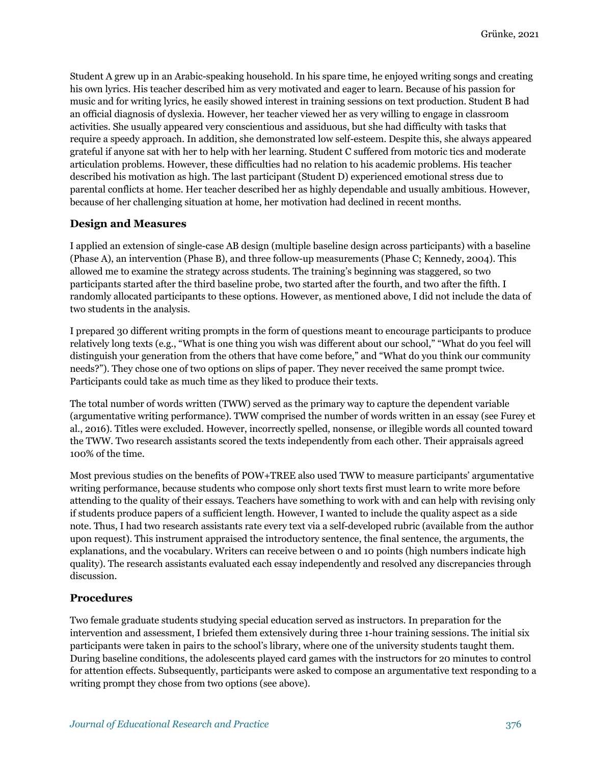Student A grew up in an Arabic-speaking household. In his spare time, he enjoyed writing songs and creating his own lyrics. His teacher described him as very motivated and eager to learn. Because of his passion for music and for writing lyrics, he easily showed interest in training sessions on text production. Student B had an official diagnosis of dyslexia. However, her teacher viewed her as very willing to engage in classroom activities. She usually appeared very conscientious and assiduous, but she had difficulty with tasks that require a speedy approach. In addition, she demonstrated low self-esteem. Despite this, she always appeared grateful if anyone sat with her to help with her learning. Student C suffered from motoric tics and moderate articulation problems. However, these difficulties had no relation to his academic problems. His teacher described his motivation as high. The last participant (Student D) experienced emotional stress due to parental conflicts at home. Her teacher described her as highly dependable and usually ambitious. However, because of her challenging situation at home, her motivation had declined in recent months.

### Design and Measures

I applied an extension of single-case AB design (multiple baseline design across participants) with a baseline (Phase A), an intervention (Phase B), and three follow-up measurements (Phase C; Kennedy, 2004). This allowed me to examine the strategy across students. The training's beginning was staggered, so two participants started after the third baseline probe, two started after the fourth, and two after the fifth. I randomly allocated participants to these options. However, as mentioned above, I did not include the data of two students in the analysis.

I prepared 30 different writing prompts in the form of questions meant to encourage participants to produce relatively long texts (e.g., "What is one thing you wish was different about our school," "What do you feel will distinguish your generation from the others that have come before," and "What do you think our community needs?"). They chose one of two options on slips of paper. They never received the same prompt twice. Participants could take as much time as they liked to produce their texts.

The total number of words written (TWW) served as the primary way to capture the dependent variable (argumentative writing performance). TWW comprised the number of words written in an essay (see Furey et al., 2016). Titles were excluded. However, incorrectly spelled, nonsense, or illegible words all counted toward the TWW. Two research assistants scored the texts independently from each other. Their appraisals agreed 100% of the time.

Most previous studies on the benefits of POW+TREE also used TWW to measure participants' argumentative writing performance, because students who compose only short texts first must learn to write more before attending to the quality of their essays. Teachers have something to work with and can help with revising only if students produce papers of a sufficient length. However, I wanted to include the quality aspect as a side note. Thus, I had two research assistants rate every text via a self-developed rubric (available from the author upon request). This instrument appraised the introductory sentence, the final sentence, the arguments, the explanations, and the vocabulary. Writers can receive between 0 and 10 points (high numbers indicate high quality). The research assistants evaluated each essay independently and resolved any discrepancies through discussion.

### Procedures

Two female graduate students studying special education served as instructors. In preparation for the intervention and assessment, I briefed them extensively during three 1-hour training sessions. The initial six participants were taken in pairs to the school's library, where one of the university students taught them. During baseline conditions, the adolescents played card games with the instructors for 20 minutes to control for attention effects. Subsequently, participants were asked to compose an argumentative text responding to a writing prompt they chose from two options (see above).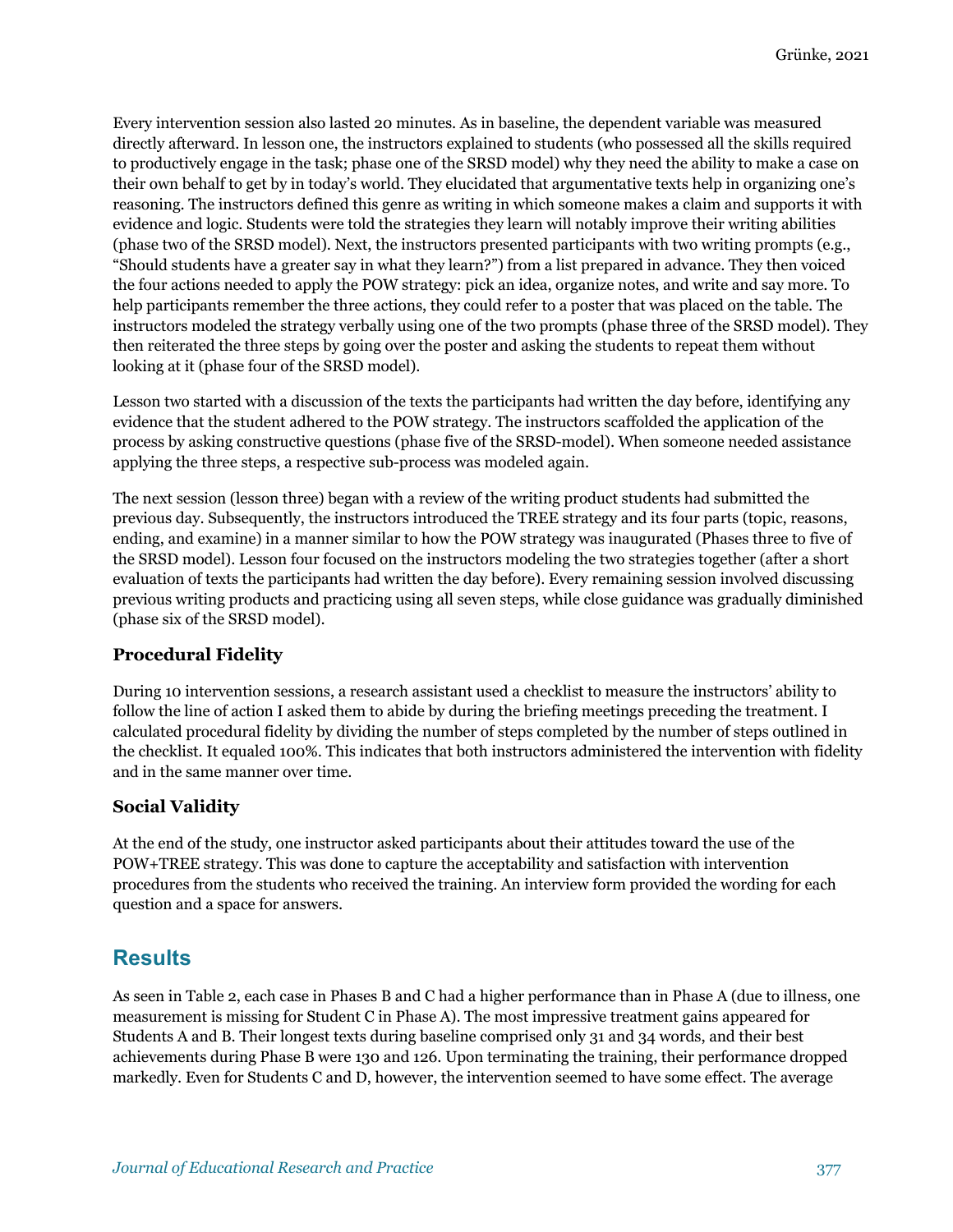Every intervention session also lasted 20 minutes. As in baseline, the dependent variable was measured directly afterward. In lesson one, the instructors explained to students (who possessed all the skills required to productively engage in the task; phase one of the SRSD model) why they need the ability to make a case on their own behalf to get by in today's world. They elucidated that argumentative texts help in organizing one's reasoning. The instructors defined this genre as writing in which someone makes a claim and supports it with evidence and logic. Students were told the strategies they learn will notably improve their writing abilities (phase two of the SRSD model). Next, the instructors presented participants with two writing prompts (e.g., "Should students have a greater say in what they learn?") from a list prepared in advance. They then voiced the four actions needed to apply the POW strategy: pick an idea, organize notes, and write and say more. To help participants remember the three actions, they could refer to a poster that was placed on the table. The instructors modeled the strategy verbally using one of the two prompts (phase three of the SRSD model). They then reiterated the three steps by going over the poster and asking the students to repeat them without looking at it (phase four of the SRSD model).

Lesson two started with a discussion of the texts the participants had written the day before, identifying any evidence that the student adhered to the POW strategy. The instructors scaffolded the application of the process by asking constructive questions (phase five of the SRSD-model). When someone needed assistance applying the three steps, a respective sub-process was modeled again.

The next session (lesson three) began with a review of the writing product students had submitted the previous day. Subsequently, the instructors introduced the TREE strategy and its four parts (topic, reasons, ending, and examine) in a manner similar to how the POW strategy was inaugurated (Phases three to five of the SRSD model). Lesson four focused on the instructors modeling the two strategies together (after a short evaluation of texts the participants had written the day before). Every remaining session involved discussing previous writing products and practicing using all seven steps, while close guidance was gradually diminished (phase six of the SRSD model).

### Procedural Fidelity

During 10 intervention sessions, a research assistant used a checklist to measure the instructors' ability to follow the line of action I asked them to abide by during the briefing meetings preceding the treatment. I calculated procedural fidelity by dividing the number of steps completed by the number of steps outlined in the checklist. It equaled 100%. This indicates that both instructors administered the intervention with fidelity and in the same manner over time.

### Social Validity

At the end of the study, one instructor asked participants about their attitudes toward the use of the POW+TREE strategy. This was done to capture the acceptability and satisfaction with intervention procedures from the students who received the training. An interview form provided the wording for each question and a space for answers.

## Results

As seen in Table 2, each case in Phases B and C had a higher performance than in Phase A (due to illness, one measurement is missing for Student C in Phase A). The most impressive treatment gains appeared for Students A and B. Their longest texts during baseline comprised only 31 and 34 words, and their best achievements during Phase B were 130 and 126. Upon terminating the training, their performance dropped markedly. Even for Students C and D, however, the intervention seemed to have some effect. The average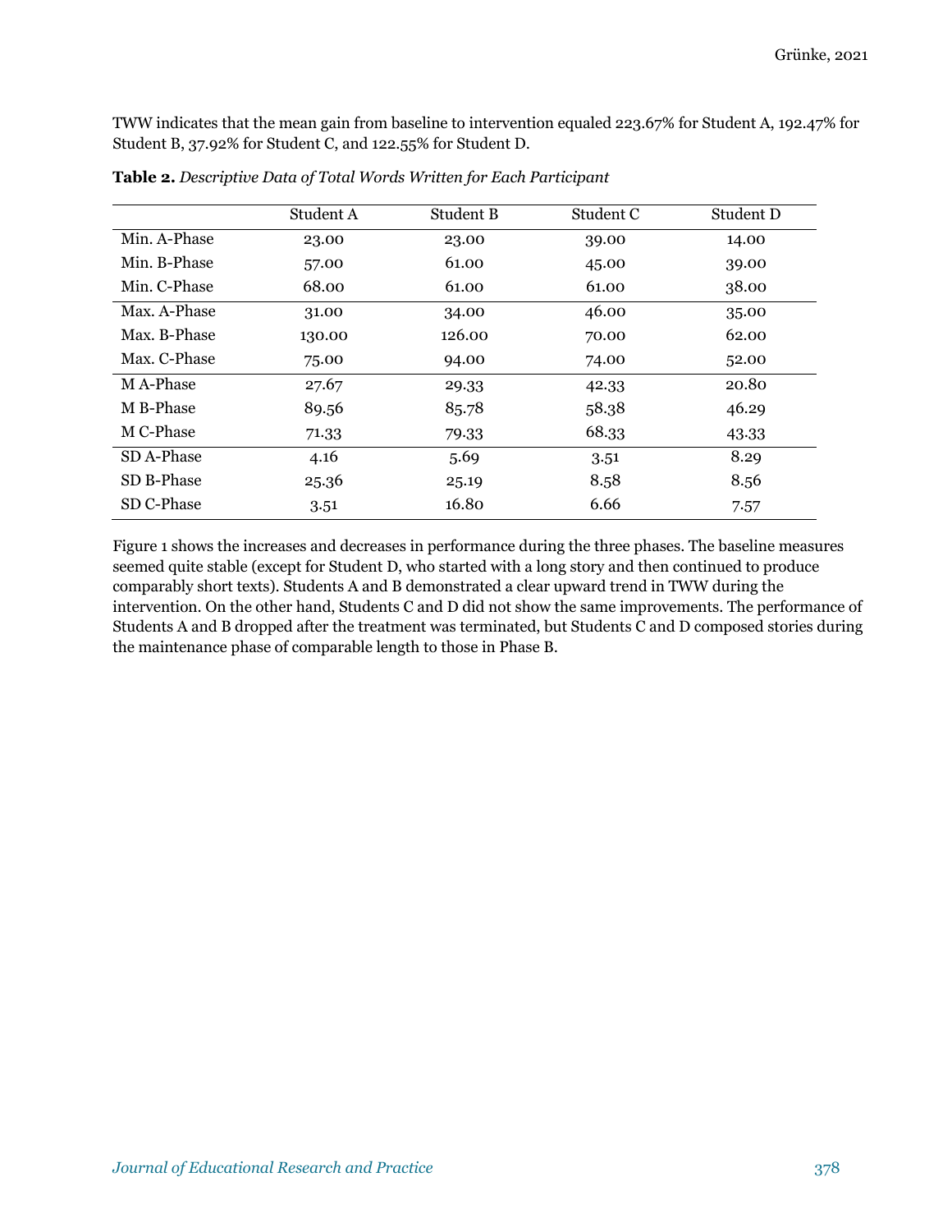TWW indicates that the mean gain from baseline to intervention equaled 223.67% for Student A, 192.47% for Student B, 37.92% for Student C, and 122.55% for Student D.

**Table 2.** *Descriptive Data of Total Words Written for Each Participant*

| | Student A | Student B | Student C | Student D |
|---|---|---|---|---|
| Min. A-Phase | 23.00 | 23.00 | 39.00 | 14.00 |
| Min. B-Phase | 57.00 | 61.00 | 45.00 | 39.00 |
| Min. C-Phase | 68.00 | 61.00 | 61.00 | 38.00 |
| Max. A-Phase | 31.00 | 34.00 | 46.00 | 35.00 |
| Max. B-Phase | 130.00 | 126.00 | 70.00 | 62.00 |
| Max. C-Phase | 75.00 | 94.00 | 74.00 | 52.00 |
| M A-Phase | 27.67 | 29.33 | 42.33 | 20.80 |
| M B-Phase | 89.56 | 85.78 | 58.38 | 46.29 |
| M C-Phase | 71.33 | 79.33 | 68.33 | 43.33 |
| SD A-Phase | 4.16 | 5.69 | 3.51 | 8.29 |
| SD B-Phase | 25.36 | 25.19 | 8.58 | 8.56 |
| SD C-Phase | 3.51 | 16.80 | 6.66 | 7.57 |

Figure 1 shows the increases and decreases in performance during the three phases. The baseline measures seemed quite stable (except for Student D, who started with a long story and then continued to produce comparably short texts). Students A and B demonstrated a clear upward trend in TWW during the intervention. On the other hand, Students C and D did not show the same improvements. The performance of Students A and B dropped after the treatment was terminated, but Students C and D composed stories during the maintenance phase of comparable length to those in Phase B.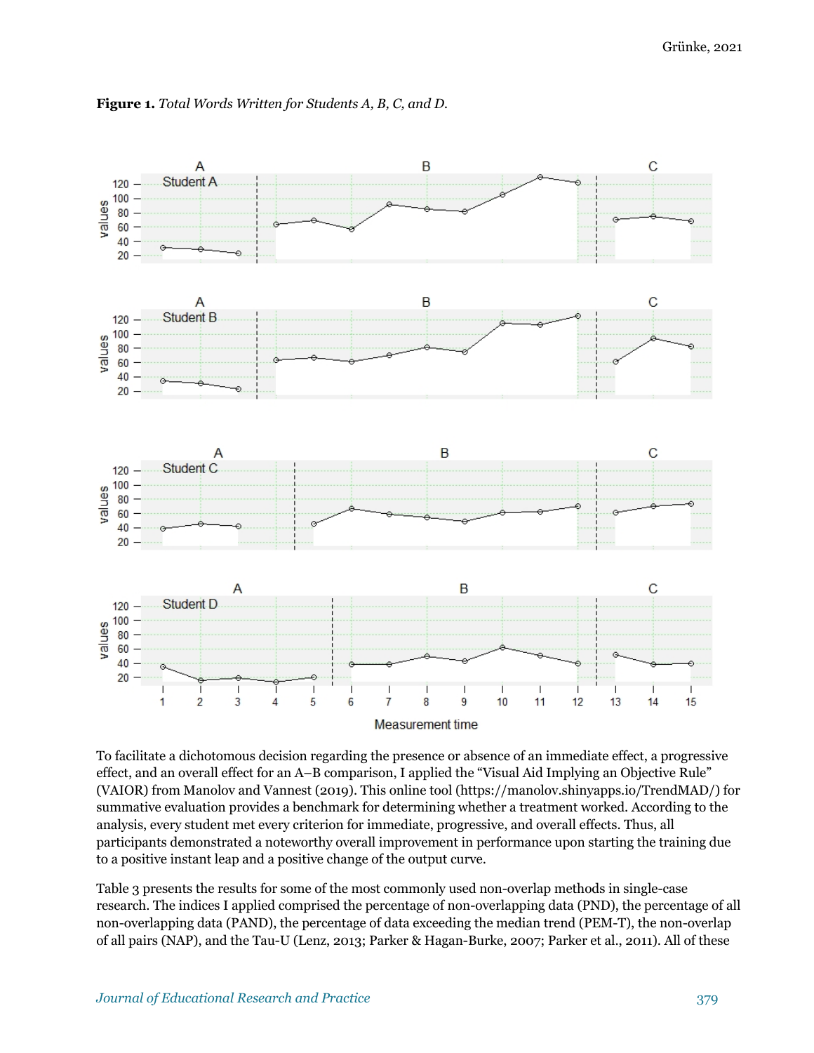**Figure 1.** *Total Words Written for Students A, B, C, and D.*

To facilitate a dichotomous decision regarding the presence or absence of an immediate effect, a progressive effect, and an overall effect for an A–B comparison, I applied the "Visual Aid Implying an Objective Rule" (VAIOR) from Manolov and Vannest (2019). This online tool (https://manolov.shinyapps.io/TrendMAD/) for summative evaluation provides a benchmark for determining whether a treatment worked. According to the analysis, every student met every criterion for immediate, progressive, and overall effects. Thus, all participants demonstrated a noteworthy overall improvement in performance upon starting the training due to a positive instant leap and a positive change of the output curve.

Table 3 presents the results for some of the most commonly used non-overlap methods in single-case research. The indices I applied comprised the percentage of non-overlapping data (PND), the percentage of all non-overlapping data (PAND), the percentage of data exceeding the median trend (PEM-T), the non-overlap of all pairs (NAP), and the Tau-U (Lenz, 2013; Parker & Hagan-Burke, 2007; Parker et al., 2011). All of these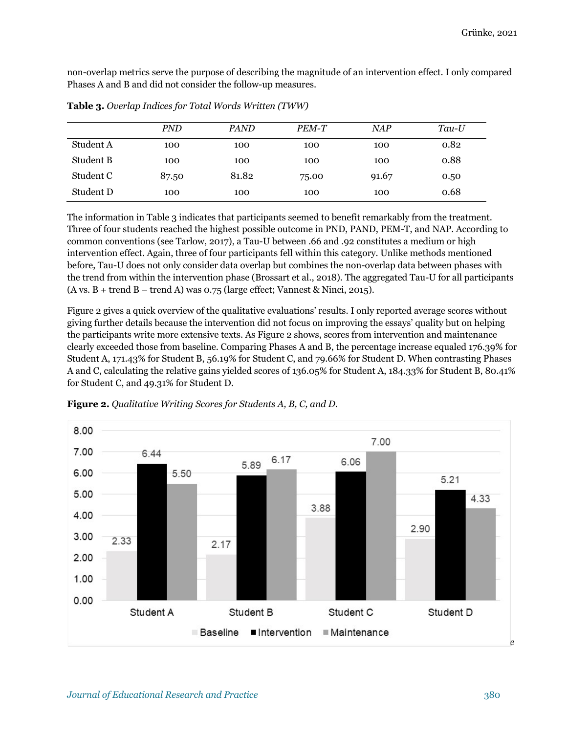non-overlap metrics serve the purpose of describing the magnitude of an intervention effect. I only compared Phases A and B and did not consider the follow-up measures.

**Table 3.** *Overlap Indices for Total Words Written (TWW)*

| | *PND* | *PAND* | *PEM-T* | *NAP* | *Tau-U* |
|---|---|---|---|---|---|
| Student A | 100 | 100 | 100 | 100 | 0.82 |
| Student B | 100 | 100 | 100 | 100 | 0.88 |
| Student C | 87.50 | 81.82 | 75.00 | 91.67 | 0.50 |
| Student D | 100 | 100 | 100 | 100 | 0.68 |

The information in Table 3 indicates that participants seemed to benefit remarkably from the treatment. Three of four students reached the highest possible outcome in PND, PAND, PEM-T, and NAP. According to common conventions (see Tarlow, 2017), a Tau-U between .66 and .92 constitutes a medium or high intervention effect. Again, three of four participants fell within this category. Unlike methods mentioned before, Tau-U does not only consider data overlap but combines the non-overlap data between phases with the trend from within the intervention phase (Brossart et al., 2018). The aggregated Tau-U for all participants (A vs. B + trend B – trend A) was 0.75 (large effect; Vannest & Ninci, 2015).

Figure 2 gives a quick overview of the qualitative evaluations' results. I only reported average scores without giving further details because the intervention did not focus on improving the essays' quality but on helping the participants write more extensive texts. As Figure 2 shows, scores from intervention and maintenance clearly exceeded those from baseline. Comparing Phases A and B, the percentage increase equaled 176.39% for Student A, 171.43% for Student B, 56.19% for Student C, and 79.66% for Student D. When contrasting Phases A and C, calculating the relative gains yielded scores of 136.05% for Student A, 184.33% for Student B, 80.41% for Student C, and 49.31% for Student D.

**Figure 2.** *Qualitative Writing Scores for Students A, B, C, and D.*

| | Baseline | Intervention | Maintenance |
|---|---|---|---|
| Student A | 2.33 | 6.44 | 5.50 |
| Student B | 2.17 | 5.89 | 6.17 |
| Student C | 3.88 | 6.06 | 7.00 |
| Student D | 2.90 | 5.21 | 4.33 |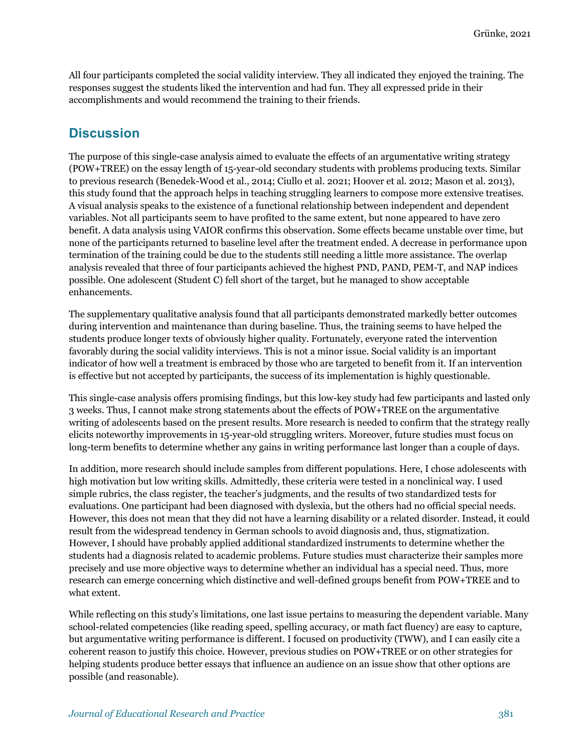All four participants completed the social validity interview. They all indicated they enjoyed the training. The responses suggest the students liked the intervention and had fun. They all expressed pride in their accomplishments and would recommend the training to their friends.

## Discussion

The purpose of this single-case analysis aimed to evaluate the effects of an argumentative writing strategy (POW+TREE) on the essay length of 15-year-old secondary students with problems producing texts. Similar to previous research (Benedek-Wood et al., 2014; Ciullo et al. 2021; Hoover et al. 2012; Mason et al. 2013), this study found that the approach helps in teaching struggling learners to compose more extensive treatises. A visual analysis speaks to the existence of a functional relationship between independent and dependent variables. Not all participants seem to have profited to the same extent, but none appeared to have zero benefit. A data analysis using VAIOR confirms this observation. Some effects became unstable over time, but none of the participants returned to baseline level after the treatment ended. A decrease in performance upon termination of the training could be due to the students still needing a little more assistance. The overlap analysis revealed that three of four participants achieved the highest PND, PAND, PEM-T, and NAP indices possible. One adolescent (Student C) fell short of the target, but he managed to show acceptable enhancements.

The supplementary qualitative analysis found that all participants demonstrated markedly better outcomes during intervention and maintenance than during baseline. Thus, the training seems to have helped the students produce longer texts of obviously higher quality. Fortunately, everyone rated the intervention favorably during the social validity interviews. This is not a minor issue. Social validity is an important indicator of how well a treatment is embraced by those who are targeted to benefit from it. If an intervention is effective but not accepted by participants, the success of its implementation is highly questionable.

This single-case analysis offers promising findings, but this low-key study had few participants and lasted only 3 weeks. Thus, I cannot make strong statements about the effects of POW+TREE on the argumentative writing of adolescents based on the present results. More research is needed to confirm that the strategy really elicits noteworthy improvements in 15-year-old struggling writers. Moreover, future studies must focus on long-term benefits to determine whether any gains in writing performance last longer than a couple of days.

In addition, more research should include samples from different populations. Here, I chose adolescents with high motivation but low writing skills. Admittedly, these criteria were tested in a nonclinical way. I used simple rubrics, the class register, the teacher's judgments, and the results of two standardized tests for evaluations. One participant had been diagnosed with dyslexia, but the others had no official special needs. However, this does not mean that they did not have a learning disability or a related disorder. Instead, it could result from the widespread tendency in German schools to avoid diagnosis and, thus, stigmatization. However, I should have probably applied additional standardized instruments to determine whether the students had a diagnosis related to academic problems. Future studies must characterize their samples more precisely and use more objective ways to determine whether an individual has a special need. Thus, more research can emerge concerning which distinctive and well-defined groups benefit from POW+TREE and to what extent.

While reflecting on this study's limitations, one last issue pertains to measuring the dependent variable. Many school-related competencies (like reading speed, spelling accuracy, or math fact fluency) are easy to capture, but argumentative writing performance is different. I focused on productivity (TWW), and I can easily cite a coherent reason to justify this choice. However, previous studies on POW+TREE or on other strategies for helping students produce better essays that influence an audience on an issue show that other options are possible (and reasonable).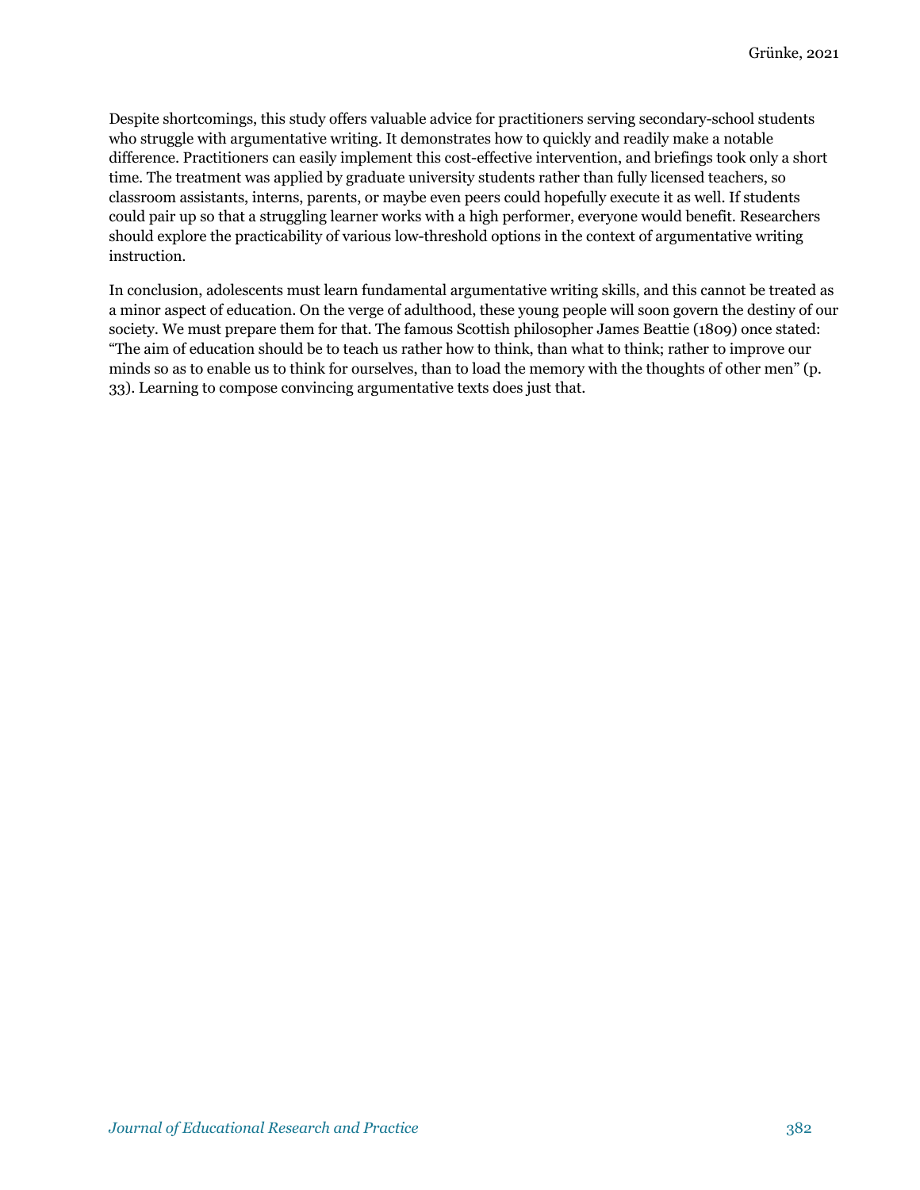Despite shortcomings, this study offers valuable advice for practitioners serving secondary-school students who struggle with argumentative writing. It demonstrates how to quickly and readily make a notable difference. Practitioners can easily implement this cost-effective intervention, and briefings took only a short time. The treatment was applied by graduate university students rather than fully licensed teachers, so classroom assistants, interns, parents, or maybe even peers could hopefully execute it as well. If students could pair up so that a struggling learner works with a high performer, everyone would benefit. Researchers should explore the practicability of various low-threshold options in the context of argumentative writing instruction.

In conclusion, adolescents must learn fundamental argumentative writing skills, and this cannot be treated as a minor aspect of education. On the verge of adulthood, these young people will soon govern the destiny of our society. We must prepare them for that. The famous Scottish philosopher James Beattie (1809) once stated: "The aim of education should be to teach us rather how to think, than what to think; rather to improve our minds so as to enable us to think for ourselves, than to load the memory with the thoughts of other men" (p. 33). Learning to compose convincing argumentative texts does just that.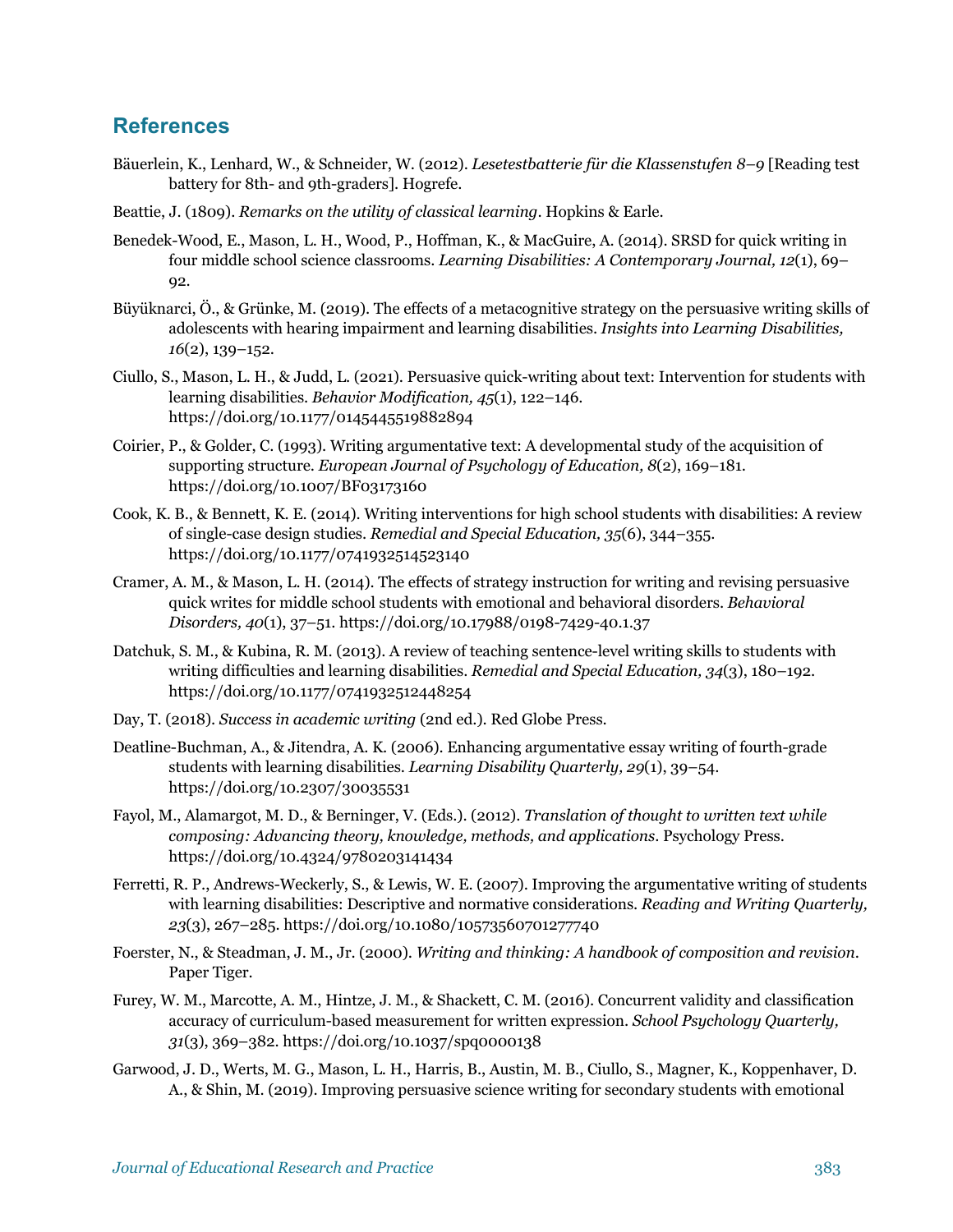## References

Bäuerlein, K., Lenhard, W., & Schneider, W. (2012). *Lesetestbatterie für die Klassenstufen 8–9* [Reading test battery for 8th- and 9th-graders]. Hogrefe.

Beattie, J. (1809). *Remarks on the utility of classical learning*. Hopkins & Earle.

Benedek-Wood, E., Mason, L. H., Wood, P., Hoffman, K., & MacGuire, A. (2014). SRSD for quick writing in four middle school science classrooms. *Learning Disabilities: A Contemporary Journal, 12*(1), 69–92.

Büyüknarci, Ö., & Grünke, M. (2019). The effects of a metacognitive strategy on the persuasive writing skills of adolescents with hearing impairment and learning disabilities. *Insights into Learning Disabilities, 16*(2), 139–152.

Ciullo, S., Mason, L. H., & Judd, L. (2021). Persuasive quick-writing about text: Intervention for students with learning disabilities. *Behavior Modification, 45*(1), 122–146. https://doi.org/10.1177/0145445519882894

Coirier, P., & Golder, C. (1993). Writing argumentative text: A developmental study of the acquisition of supporting structure. *European Journal of Psychology of Education, 8*(2), 169–181. https://doi.org/10.1007/BF03173160

Cook, K. B., & Bennett, K. E. (2014). Writing interventions for high school students with disabilities: A review of single-case design studies. *Remedial and Special Education, 35*(6), 344–355. https://doi.org/10.1177/0741932514523140

Cramer, A. M., & Mason, L. H. (2014). The effects of strategy instruction for writing and revising persuasive quick writes for middle school students with emotional and behavioral disorders. *Behavioral Disorders, 40*(1), 37–51. https://doi.org/10.17988/0198-7429-40.1.37

Datchuk, S. M., & Kubina, R. M. (2013). A review of teaching sentence-level writing skills to students with writing difficulties and learning disabilities. *Remedial and Special Education, 34*(3), 180–192. https://doi.org/10.1177/0741932512448254

Day, T. (2018). *Success in academic writing* (2nd ed.). Red Globe Press.

Deatline-Buchman, A., & Jitendra, A. K. (2006). Enhancing argumentative essay writing of fourth-grade students with learning disabilities. *Learning Disability Quarterly, 29*(1), 39–54. https://doi.org/10.2307/30035531

Fayol, M., Alamargot, M. D., & Berninger, V. (Eds.). (2012). *Translation of thought to written text while composing: Advancing theory, knowledge, methods, and applications*. Psychology Press. https://doi.org/10.4324/9780203141434

Ferretti, R. P., Andrews-Weckerly, S., & Lewis, W. E. (2007). Improving the argumentative writing of students with learning disabilities: Descriptive and normative considerations. *Reading and Writing Quarterly, 23*(3), 267–285. https://doi.org/10.1080/10573560701277740

Foerster, N., & Steadman, J. M., Jr. (2000). *Writing and thinking: A handbook of composition and revision*. Paper Tiger.

Furey, W. M., Marcotte, A. M., Hintze, J. M., & Shackett, C. M. (2016). Concurrent validity and classification accuracy of curriculum-based measurement for written expression. *School Psychology Quarterly, 31*(3), 369–382. https://doi.org/10.1037/spq0000138

Garwood, J. D., Werts, M. G., Mason, L. H., Harris, B., Austin, M. B., Ciullo, S., Magner, K., Koppenhaver, D. A., & Shin, M. (2019). Improving persuasive science writing for secondary students with emotional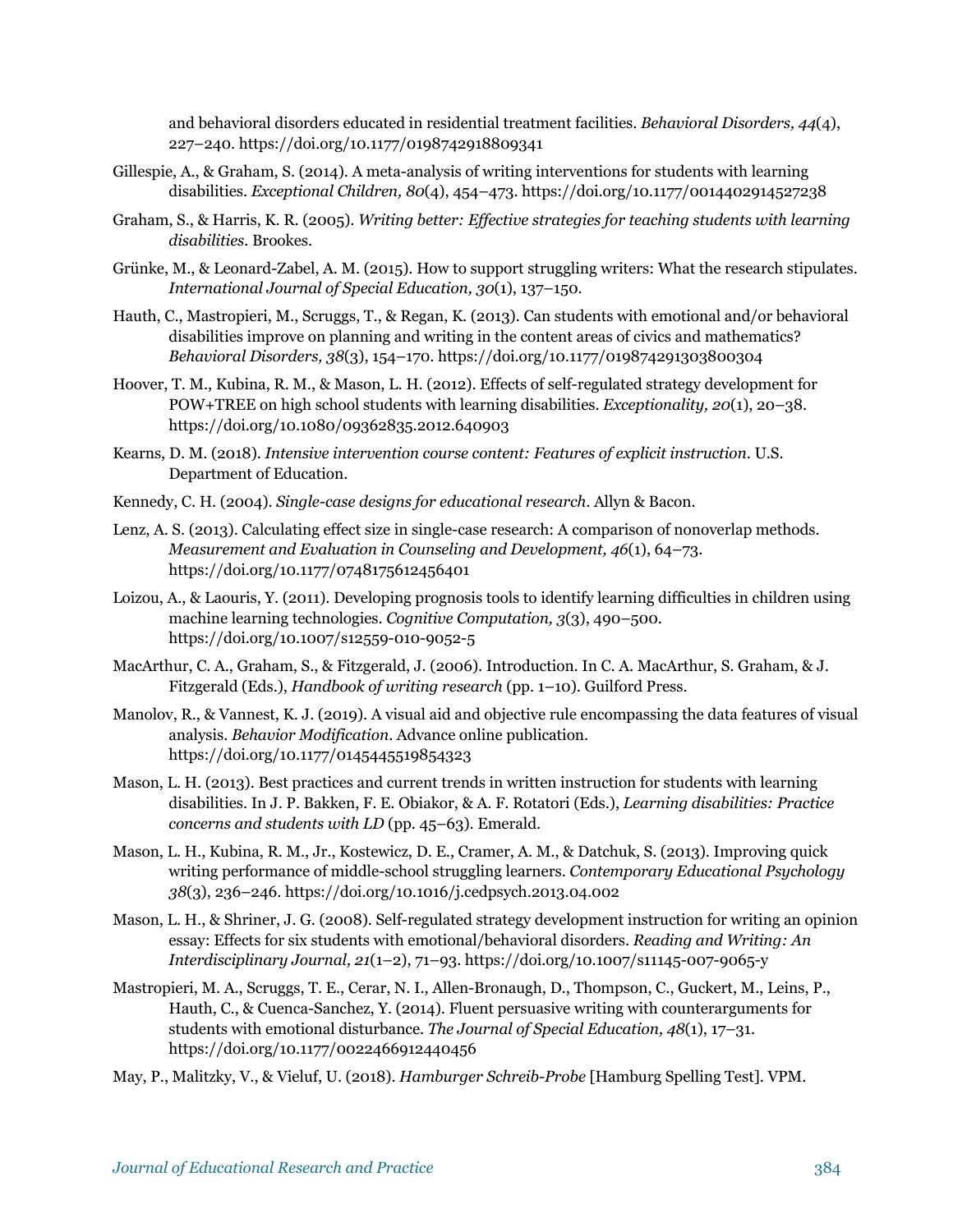and behavioral disorders educated in residential treatment facilities. *Behavioral Disorders, 44*(4), 227–240. https://doi.org/10.1177/0198742918809341

Gillespie, A., & Graham, S. (2014). A meta-analysis of writing interventions for students with learning disabilities. *Exceptional Children, 80*(4), 454–473. https://doi.org/10.1177/0014402914527238

Graham, S., & Harris, K. R. (2005). *Writing better: Effective strategies for teaching students with learning disabilities*. Brookes.

Grünke, M., & Leonard-Zabel, A. M. (2015). How to support struggling writers: What the research stipulates. *International Journal of Special Education, 30*(1), 137–150.

Hauth, C., Mastropieri, M., Scruggs, T., & Regan, K. (2013). Can students with emotional and/or behavioral disabilities improve on planning and writing in the content areas of civics and mathematics? *Behavioral Disorders, 38*(3), 154–170. https://doi.org/10.1177/019874291303800304

Hoover, T. M., Kubina, R. M., & Mason, L. H. (2012). Effects of self-regulated strategy development for POW+TREE on high school students with learning disabilities. *Exceptionality, 20*(1), 20–38. https://doi.org/10.1080/09362835.2012.640903

Kearns, D. M. (2018). *Intensive intervention course content: Features of explicit instruction*. U.S. Department of Education.

Kennedy, C. H. (2004). *Single-case designs for educational research*. Allyn & Bacon.

Lenz, A. S. (2013). Calculating effect size in single-case research: A comparison of nonoverlap methods. *Measurement and Evaluation in Counseling and Development, 46*(1), 64–73. https://doi.org/10.1177/0748175612456401

Loizou, A., & Laouris, Y. (2011). Developing prognosis tools to identify learning difficulties in children using machine learning technologies. *Cognitive Computation, 3*(3), 490–500. https://doi.org/10.1007/s12559-010-9052-5

MacArthur, C. A., Graham, S., & Fitzgerald, J. (2006). Introduction. In C. A. MacArthur, S. Graham, & J. Fitzgerald (Eds.), *Handbook of writing research* (pp. 1–10). Guilford Press.

Manolov, R., & Vannest, K. J. (2019). A visual aid and objective rule encompassing the data features of visual analysis. *Behavior Modification*. Advance online publication. https://doi.org/10.1177/0145445519854323

Mason, L. H. (2013). Best practices and current trends in written instruction for students with learning disabilities. In J. P. Bakken, F. E. Obiakor, & A. F. Rotatori (Eds.), *Learning disabilities: Practice concerns and students with LD* (pp. 45–63). Emerald.

Mason, L. H., Kubina, R. M., Jr., Kostewicz, D. E., Cramer, A. M., & Datchuk, S. (2013). Improving quick writing performance of middle-school struggling learners. *Contemporary Educational Psychology 38*(3), 236–246. https://doi.org/10.1016/j.cedpsych.2013.04.002

Mason, L. H., & Shriner, J. G. (2008). Self-regulated strategy development instruction for writing an opinion essay: Effects for six students with emotional/behavioral disorders. *Reading and Writing: An Interdisciplinary Journal, 21*(1–2), 71–93. https://doi.org/10.1007/s11145-007-9065-y

Mastropieri, M. A., Scruggs, T. E., Cerar, N. I., Allen-Bronaugh, D., Thompson, C., Guckert, M., Leins, P., Hauth, C., & Cuenca-Sanchez, Y. (2014). Fluent persuasive writing with counterarguments for students with emotional disturbance. *The Journal of Special Education, 48*(1), 17–31. https://doi.org/10.1177/0022466912440456

May, P., Malitzky, V., & Vieluf, U. (2018). *Hamburger Schreib-Probe* [Hamburg Spelling Test]. VPM.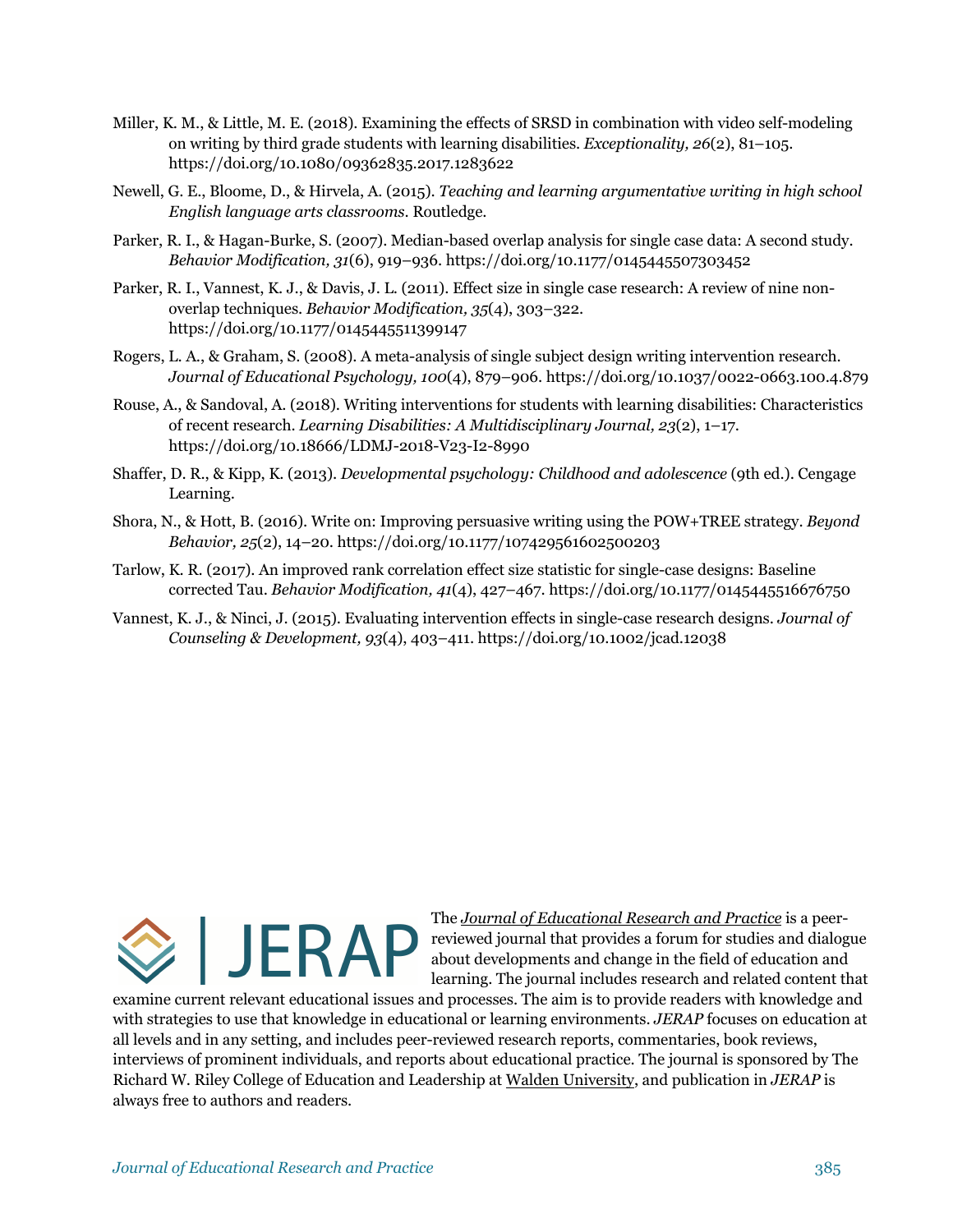Miller, K. M., & Little, M. E. (2018). Examining the effects of SRSD in combination with video self-modeling on writing by third grade students with learning disabilities. *Exceptionality, 26*(2), 81–105. https://doi.org/10.1080/09362835.2017.1283622

Newell, G. E., Bloome, D., & Hirvela, A. (2015). *Teaching and learning argumentative writing in high school English language arts classrooms*. Routledge.

Parker, R. I., & Hagan-Burke, S. (2007). Median-based overlap analysis for single case data: A second study. *Behavior Modification, 31*(6), 919–936. https://doi.org/10.1177/0145445507303452

Parker, R. I., Vannest, K. J., & Davis, J. L. (2011). Effect size in single case research: A review of nine non-overlap techniques. *Behavior Modification, 35*(4), 303–322. https://doi.org/10.1177/0145445511399147

Rogers, L. A., & Graham, S. (2008). A meta-analysis of single subject design writing intervention research. *Journal of Educational Psychology, 100*(4), 879–906. https://doi.org/10.1037/0022-0663.100.4.879

Rouse, A., & Sandoval, A. (2018). Writing interventions for students with learning disabilities: Characteristics of recent research. *Learning Disabilities: A Multidisciplinary Journal, 23*(2), 1–17. https://doi.org/10.18666/LDMJ-2018-V23-I2-8990

Shaffer, D. R., & Kipp, K. (2013). *Developmental psychology: Childhood and adolescence* (9th ed.). Cengage Learning.

Shora, N., & Hott, B. (2016). Write on: Improving persuasive writing using the POW+TREE strategy. *Beyond Behavior, 25*(2), 14–20. https://doi.org/10.1177/107429561602500203

Tarlow, K. R. (2017). An improved rank correlation effect size statistic for single-case designs: Baseline corrected Tau. *Behavior Modification, 41*(4), 427–467. https://doi.org/10.1177/0145445516676750

Vannest, K. J., & Ninci, J. (2015). Evaluating intervention effects in single-case research designs. *Journal of Counseling & Development, 93*(4), 403–411. https://doi.org/10.1002/jcad.12038

JERAP

The *Journal of Educational Research and Practice* is a peer-reviewed journal that provides a forum for studies and dialogue about developments and change in the field of education and learning. The journal includes research and related content that examine current relevant educational issues and processes. The aim is to provide readers with knowledge and with strategies to use that knowledge in educational or learning environments. *JERAP* focuses on education at all levels and in any setting, and includes peer-reviewed research reports, commentaries, book reviews, interviews of prominent individuals, and reports about educational practice. The journal is sponsored by The Richard W. Riley College of Education and Leadership at Walden University, and publication in *JERAP* is always free to authors and readers.